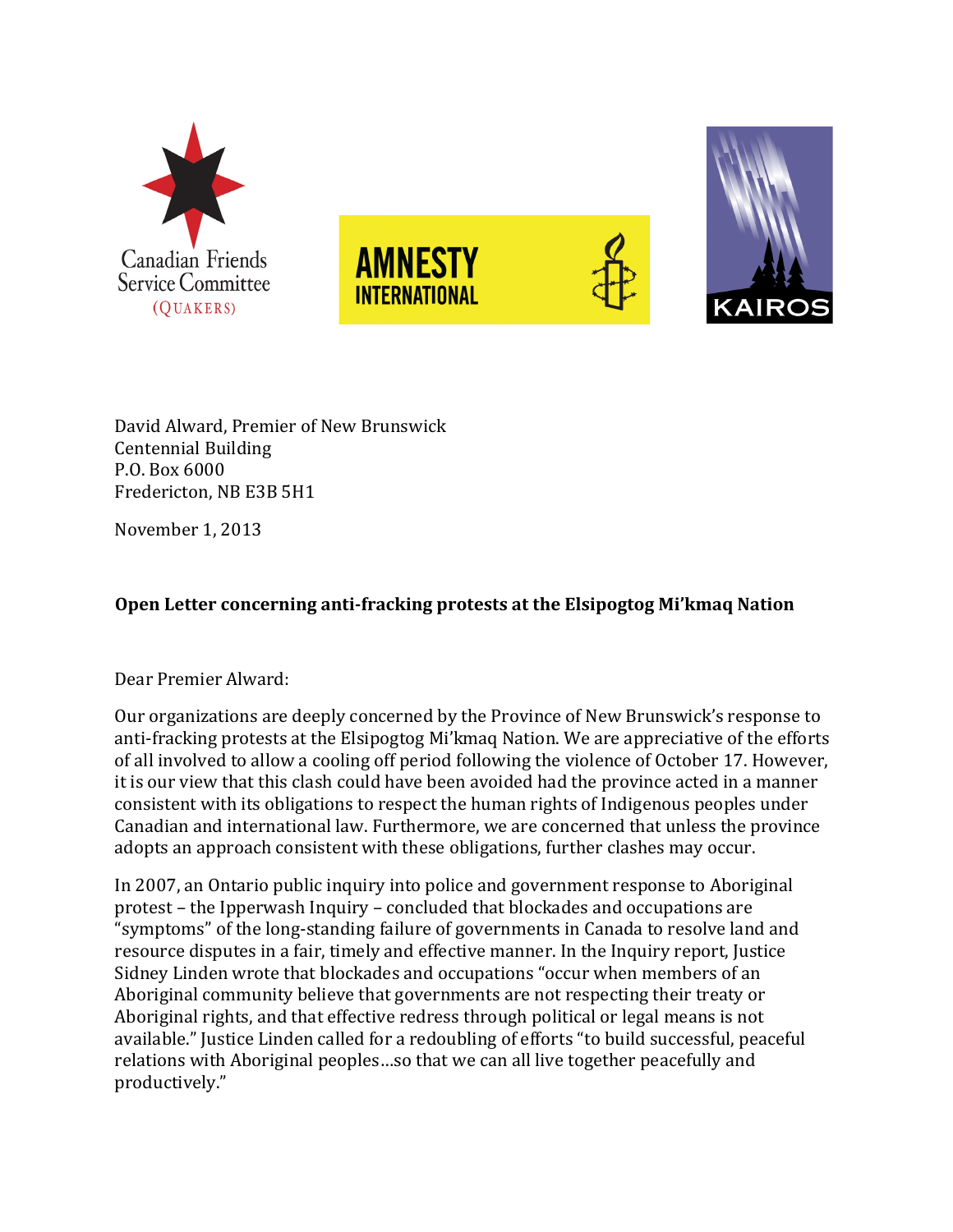Canadian Friends Service Committee (QUAKERS)

AMNESTY INTERNATIONAL

KAIROS

David Alward, Premier of New Brunswick
Centennial Building
P.O. Box 6000
Fredericton, NB E3B 5H1

November 1, 2013

**Open Letter concerning anti-fracking protests at the Elsipogtog Mi'kmaq Nation**

Dear Premier Alward:

Our organizations are deeply concerned by the Province of New Brunswick's response to anti-fracking protests at the Elsipogtog Mi'kmaq Nation. We are appreciative of the efforts of all involved to allow a cooling off period following the violence of October 17. However, it is our view that this clash could have been avoided had the province acted in a manner consistent with its obligations to respect the human rights of Indigenous peoples under Canadian and international law. Furthermore, we are concerned that unless the province adopts an approach consistent with these obligations, further clashes may occur.

In 2007, an Ontario public inquiry into police and government response to Aboriginal protest – the Ipperwash Inquiry – concluded that blockades and occupations are "symptoms" of the long-standing failure of governments in Canada to resolve land and resource disputes in a fair, timely and effective manner. In the Inquiry report, Justice Sidney Linden wrote that blockades and occupations "occur when members of an Aboriginal community believe that governments are not respecting their treaty or Aboriginal rights, and that effective redress through political or legal means is not available." Justice Linden called for a redoubling of efforts "to build successful, peaceful relations with Aboriginal peoples…so that we can all live together peacefully and productively."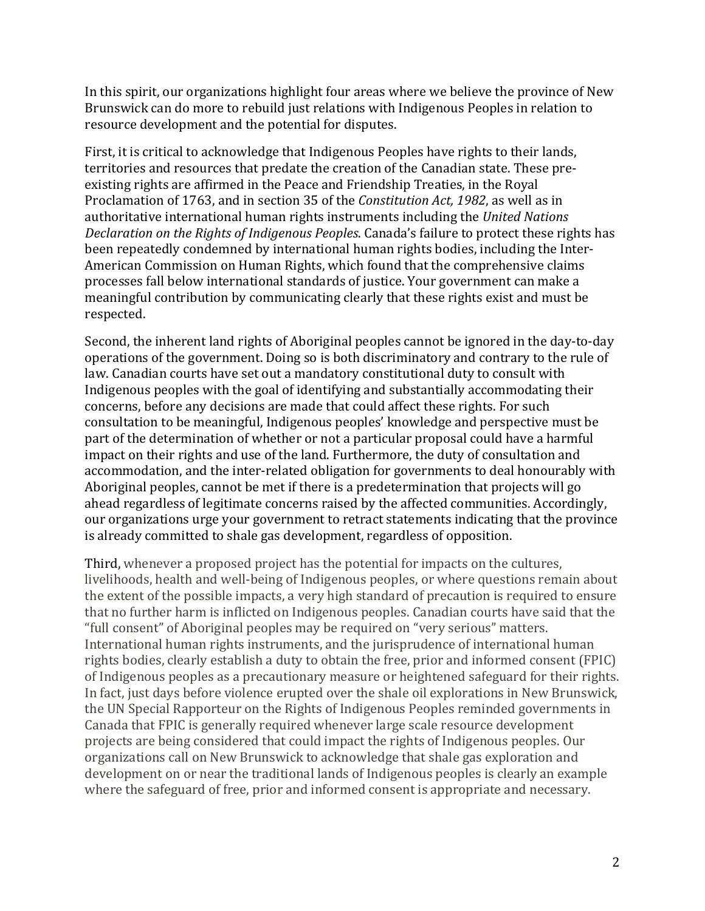In this spirit, our organizations highlight four areas where we believe the province of New Brunswick can do more to rebuild just relations with Indigenous Peoples in relation to resource development and the potential for disputes.

First, it is critical to acknowledge that Indigenous Peoples have rights to their lands, territories and resources that predate the creation of the Canadian state. These pre-existing rights are affirmed in the Peace and Friendship Treaties, in the Royal Proclamation of 1763, and in section 35 of the *Constitution Act, 1982*, as well as in authoritative international human rights instruments including the *United Nations Declaration on the Rights of Indigenous Peoples*. Canada's failure to protect these rights has been repeatedly condemned by international human rights bodies, including the Inter-American Commission on Human Rights, which found that the comprehensive claims processes fall below international standards of justice. Your government can make a meaningful contribution by communicating clearly that these rights exist and must be respected.

Second, the inherent land rights of Aboriginal peoples cannot be ignored in the day-to-day operations of the government. Doing so is both discriminatory and contrary to the rule of law. Canadian courts have set out a mandatory constitutional duty to consult with Indigenous peoples with the goal of identifying and substantially accommodating their concerns, before any decisions are made that could affect these rights. For such consultation to be meaningful, Indigenous peoples' knowledge and perspective must be part of the determination of whether or not a particular proposal could have a harmful impact on their rights and use of the land. Furthermore, the duty of consultation and accommodation, and the inter-related obligation for governments to deal honourably with Aboriginal peoples, cannot be met if there is a predetermination that projects will go ahead regardless of legitimate concerns raised by the affected communities. Accordingly, our organizations urge your government to retract statements indicating that the province is already committed to shale gas development, regardless of opposition.

Third, whenever a proposed project has the potential for impacts on the cultures, livelihoods, health and well-being of Indigenous peoples, or where questions remain about the extent of the possible impacts, a very high standard of precaution is required to ensure that no further harm is inflicted on Indigenous peoples. Canadian courts have said that the "full consent" of Aboriginal peoples may be required on "very serious" matters. International human rights instruments, and the jurisprudence of international human rights bodies, clearly establish a duty to obtain the free, prior and informed consent (FPIC) of Indigenous peoples as a precautionary measure or heightened safeguard for their rights. In fact, just days before violence erupted over the shale oil explorations in New Brunswick, the UN Special Rapporteur on the Rights of Indigenous Peoples reminded governments in Canada that FPIC is generally required whenever large scale resource development projects are being considered that could impact the rights of Indigenous peoples. Our organizations call on New Brunswick to acknowledge that shale gas exploration and development on or near the traditional lands of Indigenous peoples is clearly an example where the safeguard of free, prior and informed consent is appropriate and necessary.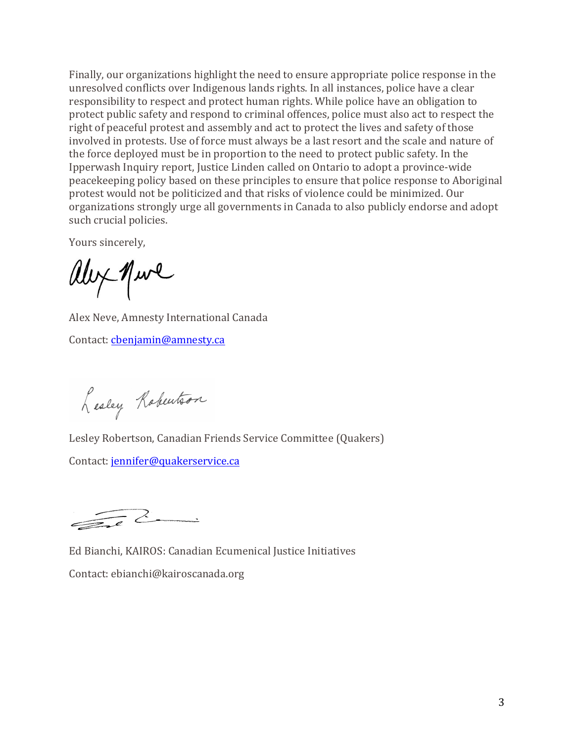Finally, our organizations highlight the need to ensure appropriate police response in the unresolved conflicts over Indigenous lands rights. In all instances, police have a clear responsibility to respect and protect human rights. While police have an obligation to protect public safety and respond to criminal offences, police must also act to respect the right of peaceful protest and assembly and act to protect the lives and safety of those involved in protests. Use of force must always be a last resort and the scale and nature of the force deployed must be in proportion to the need to protect public safety. In the Ipperwash Inquiry report, Justice Linden called on Ontario to adopt a province-wide peacekeeping policy based on these principles to ensure that police response to Aboriginal protest would not be politicized and that risks of violence could be minimized. Our organizations strongly urge all governments in Canada to also publicly endorse and adopt such crucial policies.

Yours sincerely,

Alex Neve, Amnesty International Canada

Contact: cbenjamin@amnesty.ca

Lesley Robertson, Canadian Friends Service Committee (Quakers)

Contact: jennifer@quakerservice.ca

Ed Bianchi, KAIROS: Canadian Ecumenical Justice Initiatives

Contact: ebianchi@kairoscanada.org